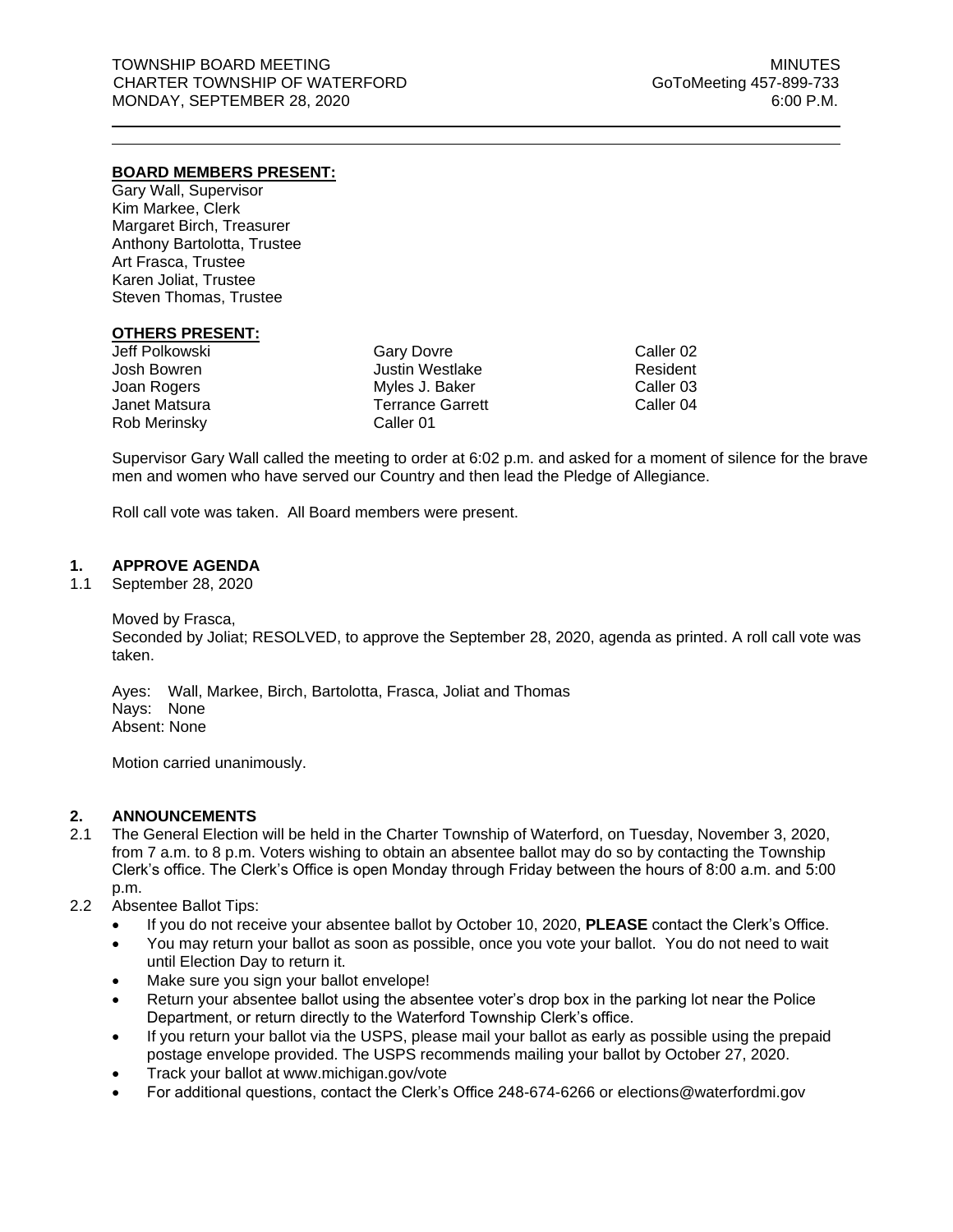TOWNSHIP BOARD MEETING
CHARTER TOWNSHIP OF WATERFORD
MONDAY, SEPTEMBER 28, 2020

MINUTES
GoToMeeting 457-899-733
6:00 P.M.

---

**BOARD MEMBERS PRESENT:**

Gary Wall, Supervisor
Kim Markee, Clerk
Margaret Birch, Treasurer
Anthony Bartolotta, Trustee
Art Frasca, Trustee
Karen Joliat, Trustee
Steven Thomas, Trustee

**OTHERS PRESENT:**

| | | |
|---|---|---|
| Jeff Polkowski | Gary Dovre | Caller 02 |
| Josh Bowren | Justin Westlake | Resident |
| Joan Rogers | Myles J. Baker | Caller 03 |
| Janet Matsura | Terrance Garrett | Caller 04 |
| Rob Merinsky | Caller 01 | |

Supervisor Gary Wall called the meeting to order at 6:02 p.m. and asked for a moment of silence for the brave men and women who have served our Country and then lead the Pledge of Allegiance.

Roll call vote was taken. All Board members were present.

## 1. APPROVE AGENDA

1.1 September 28, 2020

Moved by Frasca,
Seconded by Joliat; RESOLVED, to approve the September 28, 2020, agenda as printed. A roll call vote was taken.

Ayes: Wall, Markee, Birch, Bartolotta, Frasca, Joliat and Thomas
Nays: None
Absent: None

Motion carried unanimously.

## 2. ANNOUNCEMENTS

2.1 The General Election will be held in the Charter Township of Waterford, on Tuesday, November 3, 2020, from 7 a.m. to 8 p.m. Voters wishing to obtain an absentee ballot may do so by contacting the Township Clerk's office. The Clerk's Office is open Monday through Friday between the hours of 8:00 a.m. and 5:00 p.m.

2.2 Absentee Ballot Tips:

- If you do not receive your absentee ballot by October 10, 2020, **PLEASE** contact the Clerk's Office.
- You may return your ballot as soon as possible, once you vote your ballot. You do not need to wait until Election Day to return it.
- Make sure you sign your ballot envelope!
- Return your absentee ballot using the absentee voter's drop box in the parking lot near the Police Department, or return directly to the Waterford Township Clerk's office.
- If you return your ballot via the USPS, please mail your ballot as early as possible using the prepaid postage envelope provided. The USPS recommends mailing your ballot by October 27, 2020.
- Track your ballot at www.michigan.gov/vote
- For additional questions, contact the Clerk's Office 248-674-6266 or elections@waterfordmi.gov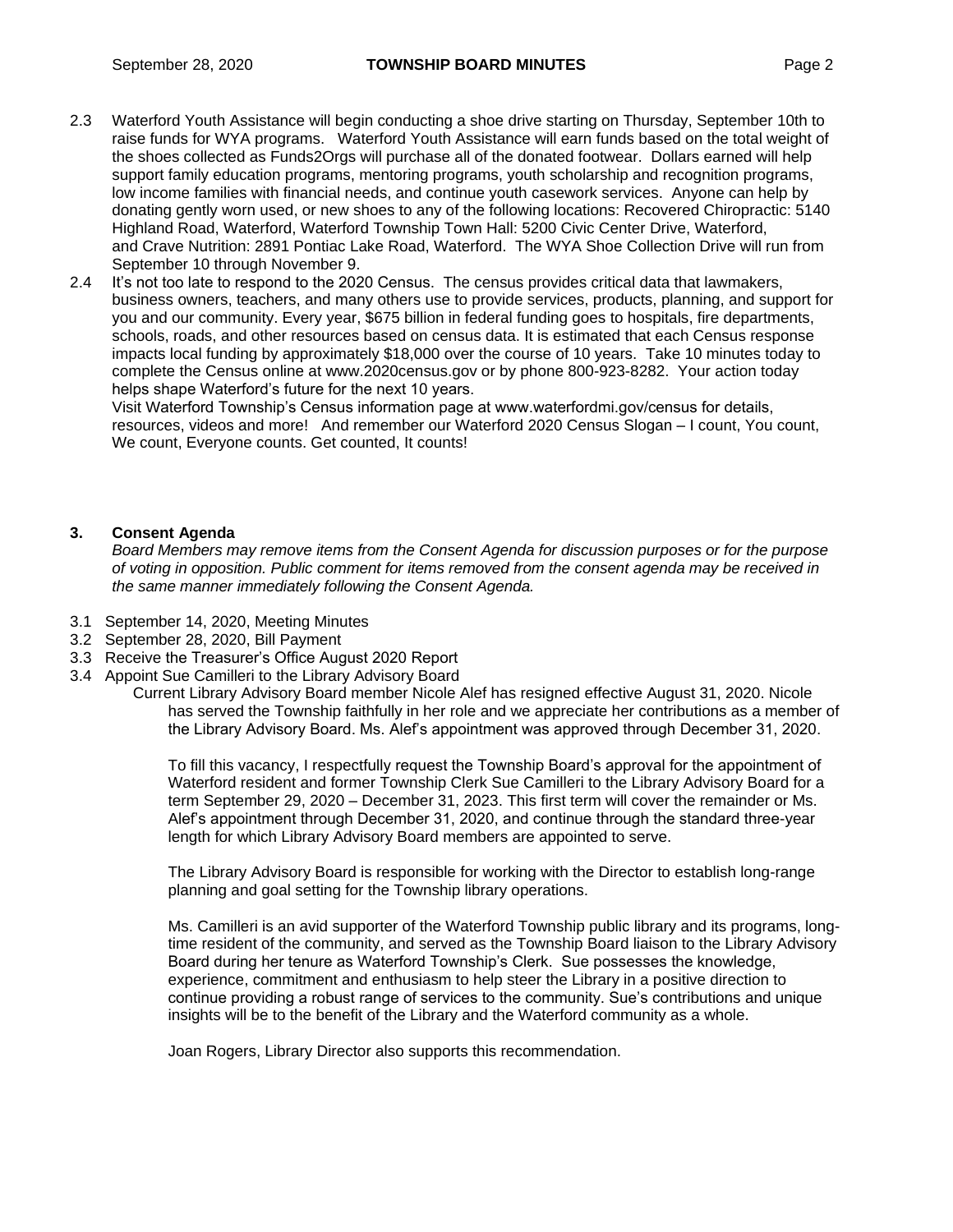2.3 Waterford Youth Assistance will begin conducting a shoe drive starting on Thursday, September 10th to raise funds for WYA programs. Waterford Youth Assistance will earn funds based on the total weight of the shoes collected as Funds2Orgs will purchase all of the donated footwear. Dollars earned will help support family education programs, mentoring programs, youth scholarship and recognition programs, low income families with financial needs, and continue youth casework services. Anyone can help by donating gently worn used, or new shoes to any of the following locations: Recovered Chiropractic: 5140 Highland Road, Waterford, Waterford Township Town Hall: 5200 Civic Center Drive, Waterford, and Crave Nutrition: 2891 Pontiac Lake Road, Waterford. The WYA Shoe Collection Drive will run from September 10 through November 9.

2.4 It's not too late to respond to the 2020 Census. The census provides critical data that lawmakers, business owners, teachers, and many others use to provide services, products, planning, and support for you and our community. Every year, $675 billion in federal funding goes to hospitals, fire departments, schools, roads, and other resources based on census data. It is estimated that each Census response impacts local funding by approximately $18,000 over the course of 10 years. Take 10 minutes today to complete the Census online at www.2020census.gov or by phone 800-923-8282. Your action today helps shape Waterford's future for the next 10 years.
Visit Waterford Township's Census information page at www.waterfordmi.gov/census for details, resources, videos and more! And remember our Waterford 2020 Census Slogan – I count, You count, We count, Everyone counts. Get counted, It counts!

## 3. Consent Agenda

*Board Members may remove items from the Consent Agenda for discussion purposes or for the purpose of voting in opposition. Public comment for items removed from the consent agenda may be received in the same manner immediately following the Consent Agenda.*

3.1 September 14, 2020, Meeting Minutes
3.2 September 28, 2020, Bill Payment
3.3 Receive the Treasurer's Office August 2020 Report
3.4 Appoint Sue Camilleri to the Library Advisory Board

Current Library Advisory Board member Nicole Alef has resigned effective August 31, 2020. Nicole has served the Township faithfully in her role and we appreciate her contributions as a member of the Library Advisory Board. Ms. Alef's appointment was approved through December 31, 2020.

To fill this vacancy, I respectfully request the Township Board's approval for the appointment of Waterford resident and former Township Clerk Sue Camilleri to the Library Advisory Board for a term September 29, 2020 – December 31, 2023. This first term will cover the remainder or Ms. Alef's appointment through December 31, 2020, and continue through the standard three-year length for which Library Advisory Board members are appointed to serve.

The Library Advisory Board is responsible for working with the Director to establish long-range planning and goal setting for the Township library operations.

Ms. Camilleri is an avid supporter of the Waterford Township public library and its programs, long-time resident of the community, and served as the Township Board liaison to the Library Advisory Board during her tenure as Waterford Township's Clerk. Sue possesses the knowledge, experience, commitment and enthusiasm to help steer the Library in a positive direction to continue providing a robust range of services to the community. Sue's contributions and unique insights will be to the benefit of the Library and the Waterford community as a whole.

Joan Rogers, Library Director also supports this recommendation.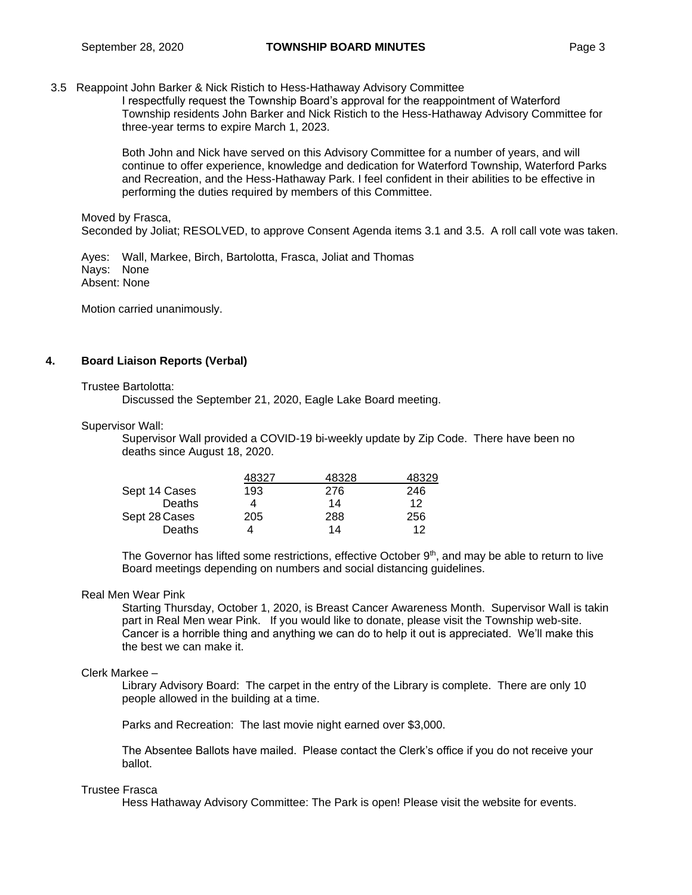3.5 Reappoint John Barker & Nick Ristich to Hess-Hathaway Advisory Committee

I respectfully request the Township Board's approval for the reappointment of Waterford Township residents John Barker and Nick Ristich to the Hess-Hathaway Advisory Committee for three-year terms to expire March 1, 2023.

Both John and Nick have served on this Advisory Committee for a number of years, and will continue to offer experience, knowledge and dedication for Waterford Township, Waterford Parks and Recreation, and the Hess-Hathaway Park. I feel confident in their abilities to be effective in performing the duties required by members of this Committee.

Moved by Frasca,
Seconded by Joliat; RESOLVED, to approve Consent Agenda items 3.1 and 3.5. A roll call vote was taken.

Ayes: Wall, Markee, Birch, Bartolotta, Frasca, Joliat and Thomas
Nays: None
Absent: None

Motion carried unanimously.

## 4. Board Liaison Reports (Verbal)

Trustee Bartolotta:

Discussed the September 21, 2020, Eagle Lake Board meeting.

Supervisor Wall:

Supervisor Wall provided a COVID-19 bi-weekly update by Zip Code. There have been no deaths since August 18, 2020.

| | | 48327 | 48328 | 48329 |
|---|---|---|---|---|
| Sept 14 | Cases | 193 | 276 | 246 |
| | Deaths | 4 | 14 | 12 |
| Sept 28 | Cases | 205 | 288 | 256 |
| | Deaths | 4 | 14 | 12 |

The Governor has lifted some restrictions, effective October 9th, and may be able to return to live Board meetings depending on numbers and social distancing guidelines.

Real Men Wear Pink

Starting Thursday, October 1, 2020, is Breast Cancer Awareness Month. Supervisor Wall is takin part in Real Men wear Pink. If you would like to donate, please visit the Township web-site. Cancer is a horrible thing and anything we can do to help it out is appreciated. We'll make this the best we can make it.

Clerk Markee –

Library Advisory Board: The carpet in the entry of the Library is complete. There are only 10 people allowed in the building at a time.

Parks and Recreation: The last movie night earned over $3,000.

The Absentee Ballots have mailed. Please contact the Clerk's office if you do not receive your ballot.

Trustee Frasca

Hess Hathaway Advisory Committee: The Park is open! Please visit the website for events.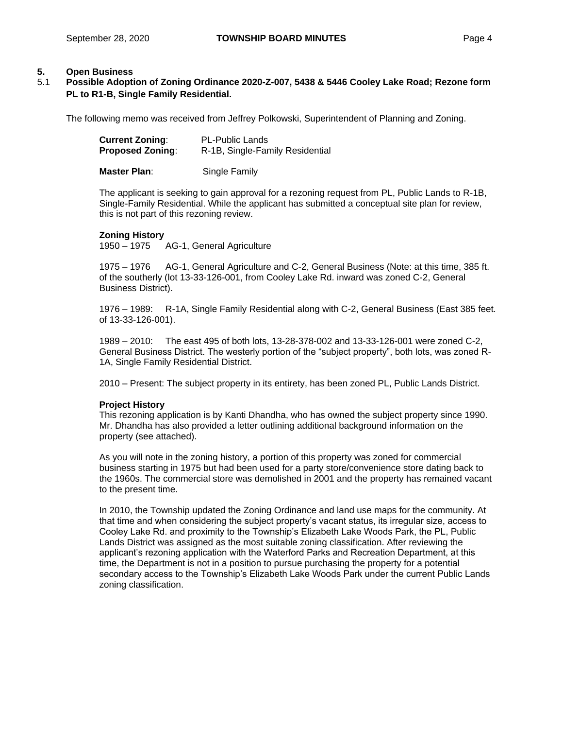## 5. Open Business

### 5.1 Possible Adoption of Zoning Ordinance 2020-Z-007, 5438 & 5446 Cooley Lake Road; Rezone form PL to R1-B, Single Family Residential.

The following memo was received from Jeffrey Polkowski, Superintendent of Planning and Zoning.

**Current Zoning**: PL-Public Lands
**Proposed Zoning**: R-1B, Single-Family Residential

**Master Plan**: Single Family

The applicant is seeking to gain approval for a rezoning request from PL, Public Lands to R-1B, Single-Family Residential. While the applicant has submitted a conceptual site plan for review, this is not part of this rezoning review.

**Zoning History**

1950 – 1975 AG-1, General Agriculture

1975 – 1976 AG-1, General Agriculture and C-2, General Business (Note: at this time, 385 ft. of the southerly (lot 13-33-126-001, from Cooley Lake Rd. inward was zoned C-2, General Business District).

1976 – 1989: R-1A, Single Family Residential along with C-2, General Business (East 385 feet. of 13-33-126-001).

1989 – 2010: The east 495 of both lots, 13-28-378-002 and 13-33-126-001 were zoned C-2, General Business District. The westerly portion of the "subject property", both lots, was zoned R-1A, Single Family Residential District.

2010 – Present: The subject property in its entirety, has been zoned PL, Public Lands District.

**Project History**

This rezoning application is by Kanti Dhandha, who has owned the subject property since 1990. Mr. Dhandha has also provided a letter outlining additional background information on the property (see attached).

As you will note in the zoning history, a portion of this property was zoned for commercial business starting in 1975 but had been used for a party store/convenience store dating back to the 1960s. The commercial store was demolished in 2001 and the property has remained vacant to the present time.

In 2010, the Township updated the Zoning Ordinance and land use maps for the community. At that time and when considering the subject property's vacant status, its irregular size, access to Cooley Lake Rd. and proximity to the Township's Elizabeth Lake Woods Park, the PL, Public Lands District was assigned as the most suitable zoning classification. After reviewing the applicant's rezoning application with the Waterford Parks and Recreation Department, at this time, the Department is not in a position to pursue purchasing the property for a potential secondary access to the Township's Elizabeth Lake Woods Park under the current Public Lands zoning classification.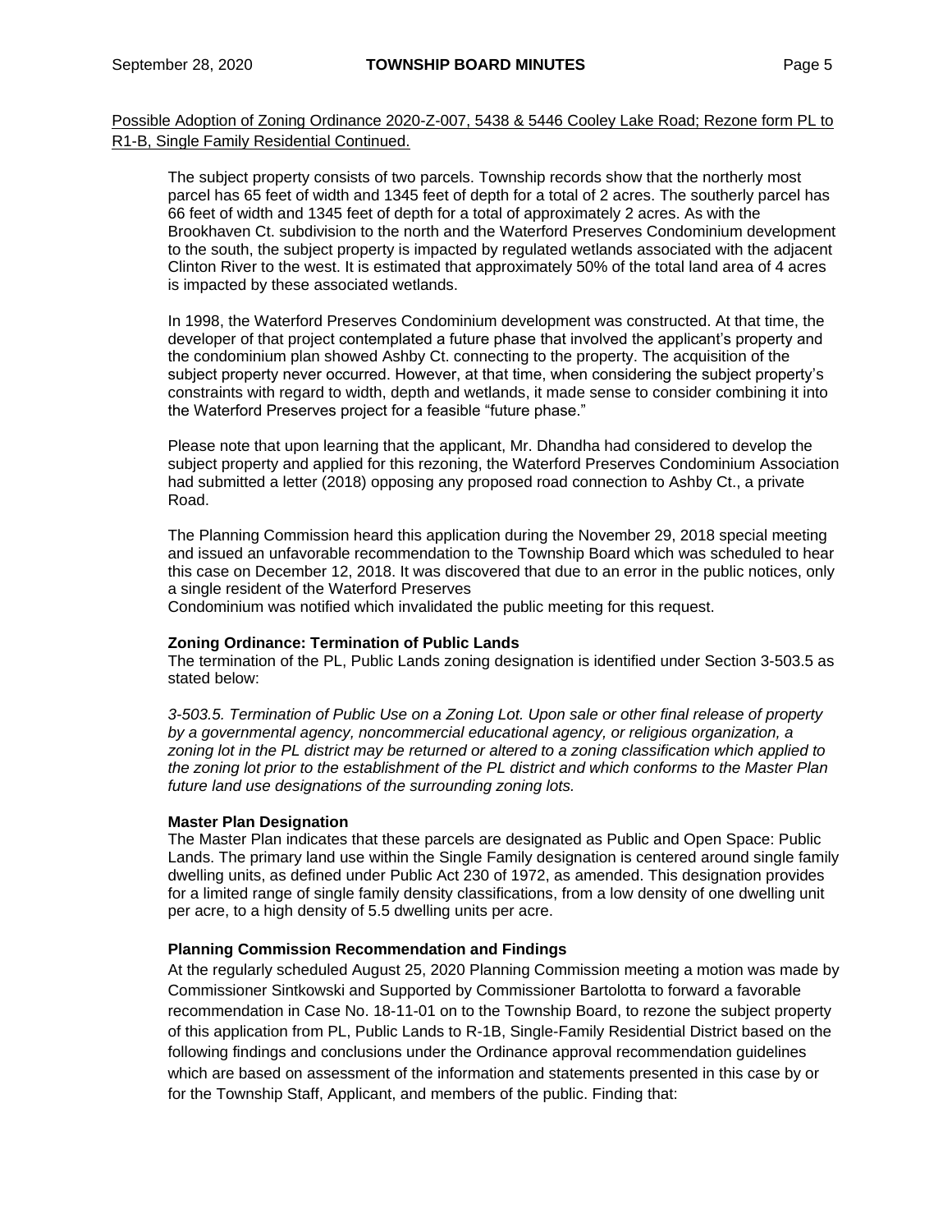Possible Adoption of Zoning Ordinance 2020-Z-007, 5438 & 5446 Cooley Lake Road; Rezone form PL to R1-B, Single Family Residential Continued.

The subject property consists of two parcels. Township records show that the northerly most parcel has 65 feet of width and 1345 feet of depth for a total of 2 acres. The southerly parcel has 66 feet of width and 1345 feet of depth for a total of approximately 2 acres. As with the Brookhaven Ct. subdivision to the north and the Waterford Preserves Condominium development to the south, the subject property is impacted by regulated wetlands associated with the adjacent Clinton River to the west. It is estimated that approximately 50% of the total land area of 4 acres is impacted by these associated wetlands.

In 1998, the Waterford Preserves Condominium development was constructed. At that time, the developer of that project contemplated a future phase that involved the applicant's property and the condominium plan showed Ashby Ct. connecting to the property. The acquisition of the subject property never occurred. However, at that time, when considering the subject property's constraints with regard to width, depth and wetlands, it made sense to consider combining it into the Waterford Preserves project for a feasible "future phase."

Please note that upon learning that the applicant, Mr. Dhandha had considered to develop the subject property and applied for this rezoning, the Waterford Preserves Condominium Association had submitted a letter (2018) opposing any proposed road connection to Ashby Ct., a private Road.

The Planning Commission heard this application during the November 29, 2018 special meeting and issued an unfavorable recommendation to the Township Board which was scheduled to hear this case on December 12, 2018. It was discovered that due to an error in the public notices, only a single resident of the Waterford Preserves
Condominium was notified which invalidated the public meeting for this request.

**Zoning Ordinance: Termination of Public Lands**

The termination of the PL, Public Lands zoning designation is identified under Section 3-503.5 as stated below:

*3-503.5. Termination of Public Use on a Zoning Lot. Upon sale or other final release of property by a governmental agency, noncommercial educational agency, or religious organization, a zoning lot in the PL district may be returned or altered to a zoning classification which applied to the zoning lot prior to the establishment of the PL district and which conforms to the Master Plan future land use designations of the surrounding zoning lots.*

**Master Plan Designation**

The Master Plan indicates that these parcels are designated as Public and Open Space: Public Lands. The primary land use within the Single Family designation is centered around single family dwelling units, as defined under Public Act 230 of 1972, as amended. This designation provides for a limited range of single family density classifications, from a low density of one dwelling unit per acre, to a high density of 5.5 dwelling units per acre.

**Planning Commission Recommendation and Findings**

At the regularly scheduled August 25, 2020 Planning Commission meeting a motion was made by Commissioner Sintkowski and Supported by Commissioner Bartolotta to forward a favorable recommendation in Case No. 18-11-01 on to the Township Board, to rezone the subject property of this application from PL, Public Lands to R-1B, Single-Family Residential District based on the following findings and conclusions under the Ordinance approval recommendation guidelines which are based on assessment of the information and statements presented in this case by or for the Township Staff, Applicant, and members of the public. Finding that: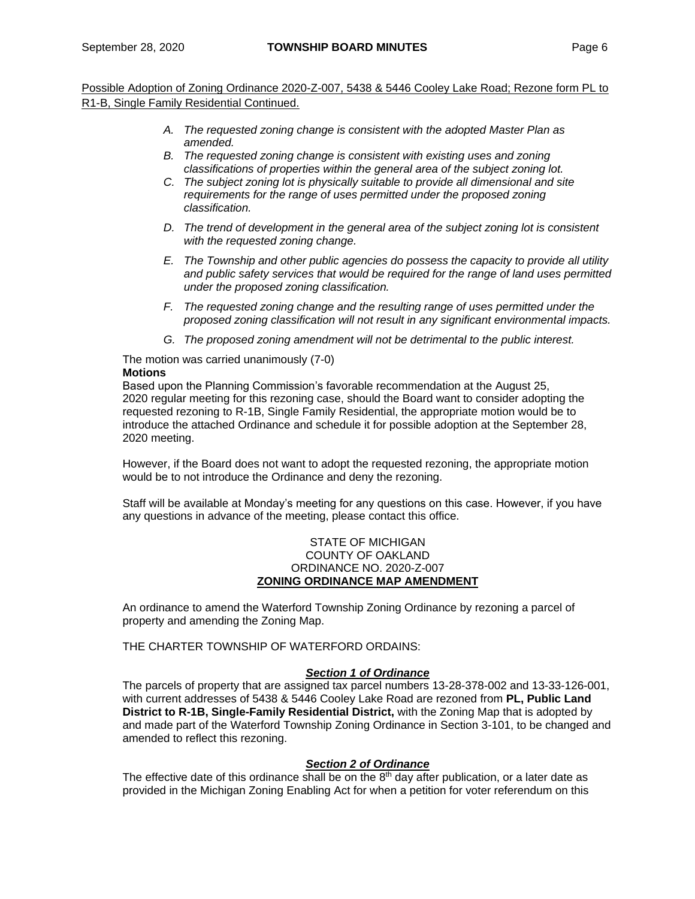Possible Adoption of Zoning Ordinance 2020-Z-007, 5438 & 5446 Cooley Lake Road; Rezone form PL to R1-B, Single Family Residential Continued.

- *A. The requested zoning change is consistent with the adopted Master Plan as amended.*
- *B. The requested zoning change is consistent with existing uses and zoning classifications of properties within the general area of the subject zoning lot.*
- *C. The subject zoning lot is physically suitable to provide all dimensional and site requirements for the range of uses permitted under the proposed zoning classification.*
- *D. The trend of development in the general area of the subject zoning lot is consistent with the requested zoning change.*
- *E. The Township and other public agencies do possess the capacity to provide all utility and public safety services that would be required for the range of land uses permitted under the proposed zoning classification.*
- *F. The requested zoning change and the resulting range of uses permitted under the proposed zoning classification will not result in any significant environmental impacts.*
- *G. The proposed zoning amendment will not be detrimental to the public interest.*

The motion was carried unanimously (7-0)

**Motions**

Based upon the Planning Commission's favorable recommendation at the August 25, 2020 regular meeting for this rezoning case, should the Board want to consider adopting the requested rezoning to R-1B, Single Family Residential, the appropriate motion would be to introduce the attached Ordinance and schedule it for possible adoption at the September 28, 2020 meeting.

However, if the Board does not want to adopt the requested rezoning, the appropriate motion would be to not introduce the Ordinance and deny the rezoning.

Staff will be available at Monday's meeting for any questions on this case. However, if you have any questions in advance of the meeting, please contact this office.

STATE OF MICHIGAN
COUNTY OF OAKLAND
ORDINANCE NO. 2020-Z-007
**ZONING ORDINANCE MAP AMENDMENT**

An ordinance to amend the Waterford Township Zoning Ordinance by rezoning a parcel of property and amending the Zoning Map.

THE CHARTER TOWNSHIP OF WATERFORD ORDAINS:

***Section 1 of Ordinance***

The parcels of property that are assigned tax parcel numbers 13-28-378-002 and 13-33-126-001, with current addresses of 5438 & 5446 Cooley Lake Road are rezoned from **PL, Public Land District to R-1B, Single-Family Residential District,** with the Zoning Map that is adopted by and made part of the Waterford Township Zoning Ordinance in Section 3-101, to be changed and amended to reflect this rezoning.

***Section 2 of Ordinance***

The effective date of this ordinance shall be on the 8th day after publication, or a later date as provided in the Michigan Zoning Enabling Act for when a petition for voter referendum on this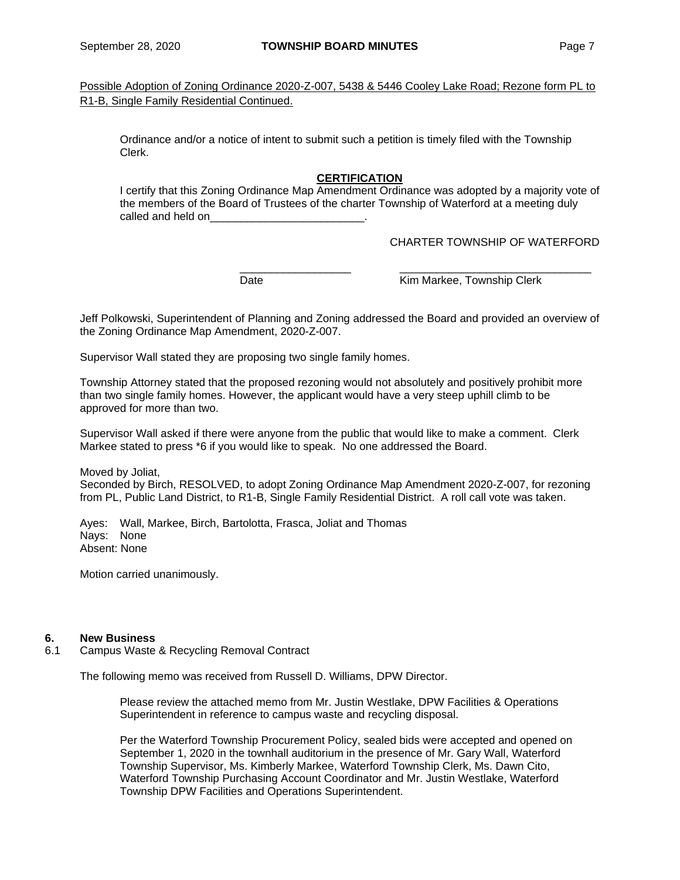Possible Adoption of Zoning Ordinance 2020-Z-007, 5438 & 5446 Cooley Lake Road; Rezone form PL to R1-B, Single Family Residential Continued.

Ordinance and/or a notice of intent to submit such a petition is timely filed with the Township Clerk.

**CERTIFICATION**

I certify that this Zoning Ordinance Map Amendment Ordinance was adopted by a majority vote of the members of the Board of Trustees of the charter Township of Waterford at a meeting duly called and held on_________________________.

CHARTER TOWNSHIP OF WATERFORD

__________________ ________________________________
Date Kim Markee, Township Clerk

Jeff Polkowski, Superintendent of Planning and Zoning addressed the Board and provided an overview of the Zoning Ordinance Map Amendment, 2020-Z-007.

Supervisor Wall stated they are proposing two single family homes.

Township Attorney stated that the proposed rezoning would not absolutely and positively prohibit more than two single family homes. However, the applicant would have a very steep uphill climb to be approved for more than two.

Supervisor Wall asked if there were anyone from the public that would like to make a comment. Clerk Markee stated to press *6 if you would like to speak. No one addressed the Board.

Moved by Joliat,
Seconded by Birch, RESOLVED, to adopt Zoning Ordinance Map Amendment 2020-Z-007, for rezoning from PL, Public Land District, to R1-B, Single Family Residential District. A roll call vote was taken.

Ayes: Wall, Markee, Birch, Bartolotta, Frasca, Joliat and Thomas
Nays: None
Absent: None

Motion carried unanimously.

## 6. New Business

6.1 Campus Waste & Recycling Removal Contract

The following memo was received from Russell D. Williams, DPW Director.

Please review the attached memo from Mr. Justin Westlake, DPW Facilities & Operations Superintendent in reference to campus waste and recycling disposal.

Per the Waterford Township Procurement Policy, sealed bids were accepted and opened on September 1, 2020 in the townhall auditorium in the presence of Mr. Gary Wall, Waterford Township Supervisor, Ms. Kimberly Markee, Waterford Township Clerk, Ms. Dawn Cito, Waterford Township Purchasing Account Coordinator and Mr. Justin Westlake, Waterford Township DPW Facilities and Operations Superintendent.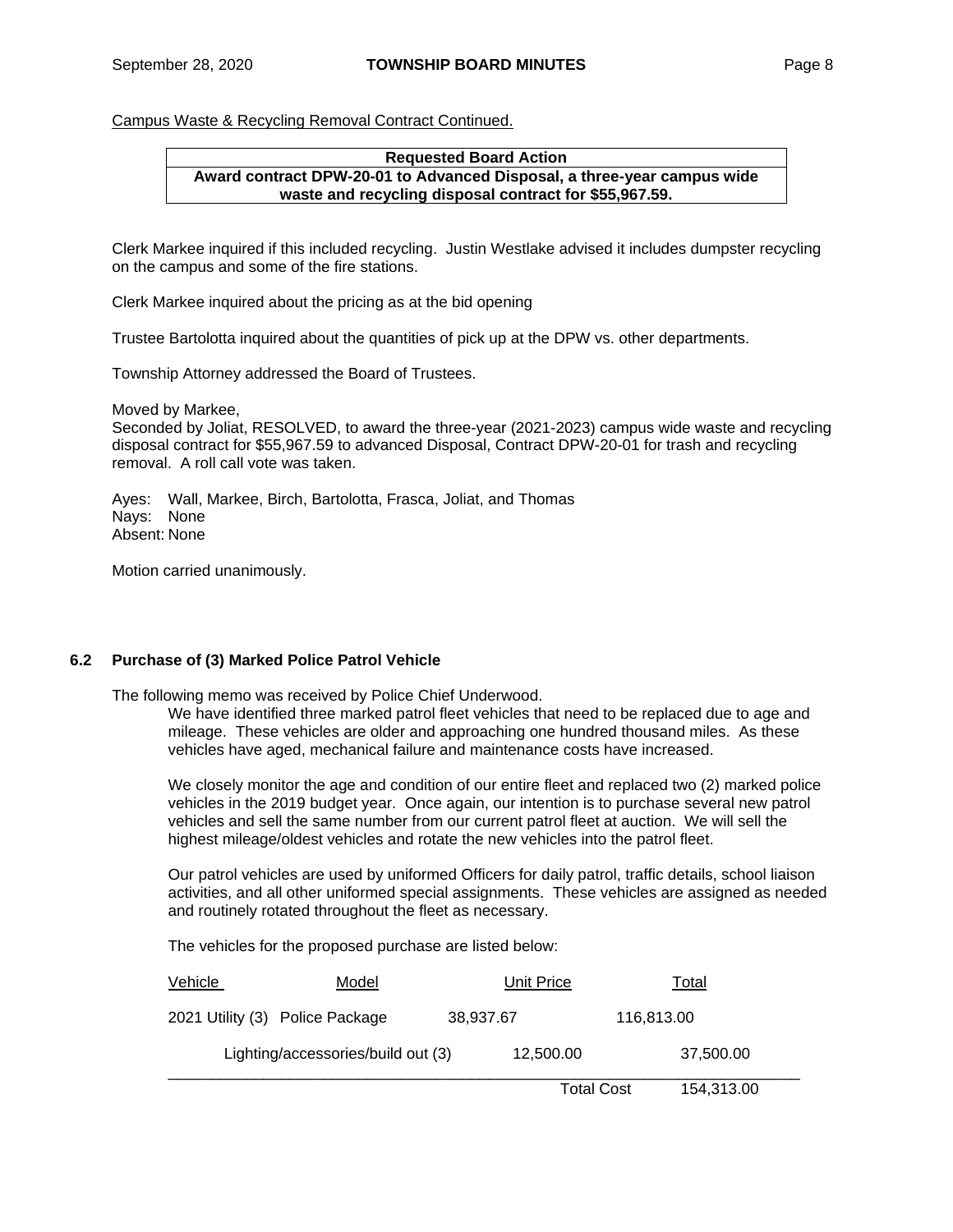Campus Waste & Recycling Removal Contract Continued.

| Requested Board Action |
|---|
| **Award contract DPW-20-01 to Advanced Disposal, a three-year campus wide waste and recycling disposal contract for $55,967.59.** |

Clerk Markee inquired if this included recycling. Justin Westlake advised it includes dumpster recycling on the campus and some of the fire stations.

Clerk Markee inquired about the pricing as at the bid opening

Trustee Bartolotta inquired about the quantities of pick up at the DPW vs. other departments.

Township Attorney addressed the Board of Trustees.

Moved by Markee,
Seconded by Joliat, RESOLVED, to award the three-year (2021-2023) campus wide waste and recycling disposal contract for $55,967.59 to advanced Disposal, Contract DPW-20-01 for trash and recycling removal. A roll call vote was taken.

Ayes: Wall, Markee, Birch, Bartolotta, Frasca, Joliat, and Thomas
Nays: None
Absent: None

Motion carried unanimously.

### 6.2 Purchase of (3) Marked Police Patrol Vehicle

The following memo was received by Police Chief Underwood.

> We have identified three marked patrol fleet vehicles that need to be replaced due to age and mileage. These vehicles are older and approaching one hundred thousand miles. As these vehicles have aged, mechanical failure and maintenance costs have increased.
>
> We closely monitor the age and condition of our entire fleet and replaced two (2) marked police vehicles in the 2019 budget year. Once again, our intention is to purchase several new patrol vehicles and sell the same number from our current patrol fleet at auction. We will sell the highest mileage/oldest vehicles and rotate the new vehicles into the patrol fleet.
>
> Our patrol vehicles are used by uniformed Officers for daily patrol, traffic details, school liaison activities, and all other uniformed special assignments. These vehicles are assigned as needed and routinely rotated throughout the fleet as necessary.
>
> The vehicles for the proposed purchase are listed below:

| Vehicle | Model | Unit Price | Total |
|---|---|---|---|
| 2021 Utility (3) | Police Package | 38,937.67 | 116,813.00 |
| | Lighting/accessories/build out (3) | 12,500.00 | 37,500.00 |
| | | Total Cost | 154,313.00 |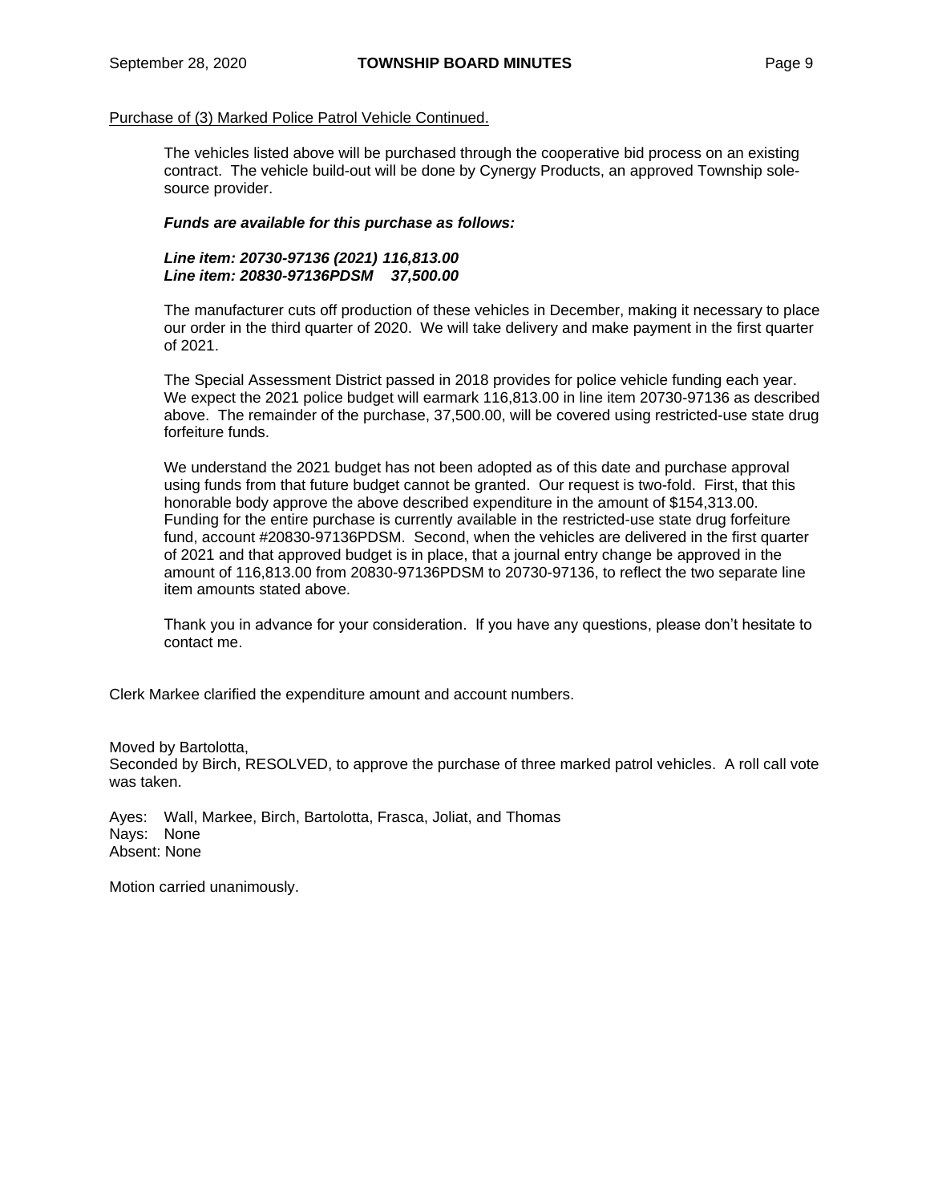Purchase of (3) Marked Police Patrol Vehicle Continued.

The vehicles listed above will be purchased through the cooperative bid process on an existing contract. The vehicle build-out will be done by Cynergy Products, an approved Township sole-source provider.

***Funds are available for this purchase as follows:***

***Line item: 20730-97136 (2021) 116,813.00***
***Line item: 20830-97136PDSM 37,500.00***

The manufacturer cuts off production of these vehicles in December, making it necessary to place our order in the third quarter of 2020. We will take delivery and make payment in the first quarter of 2021.

The Special Assessment District passed in 2018 provides for police vehicle funding each year. We expect the 2021 police budget will earmark 116,813.00 in line item 20730-97136 as described above. The remainder of the purchase, 37,500.00, will be covered using restricted-use state drug forfeiture funds.

We understand the 2021 budget has not been adopted as of this date and purchase approval using funds from that future budget cannot be granted. Our request is two-fold. First, that this honorable body approve the above described expenditure in the amount of $154,313.00. Funding for the entire purchase is currently available in the restricted-use state drug forfeiture fund, account #20830-97136PDSM. Second, when the vehicles are delivered in the first quarter of 2021 and that approved budget is in place, that a journal entry change be approved in the amount of 116,813.00 from 20830-97136PDSM to 20730-97136, to reflect the two separate line item amounts stated above.

Thank you in advance for your consideration. If you have any questions, please don't hesitate to contact me.

Clerk Markee clarified the expenditure amount and account numbers.

Moved by Bartolotta,
Seconded by Birch, RESOLVED, to approve the purchase of three marked patrol vehicles. A roll call vote was taken.

Ayes: Wall, Markee, Birch, Bartolotta, Frasca, Joliat, and Thomas
Nays: None
Absent: None

Motion carried unanimously.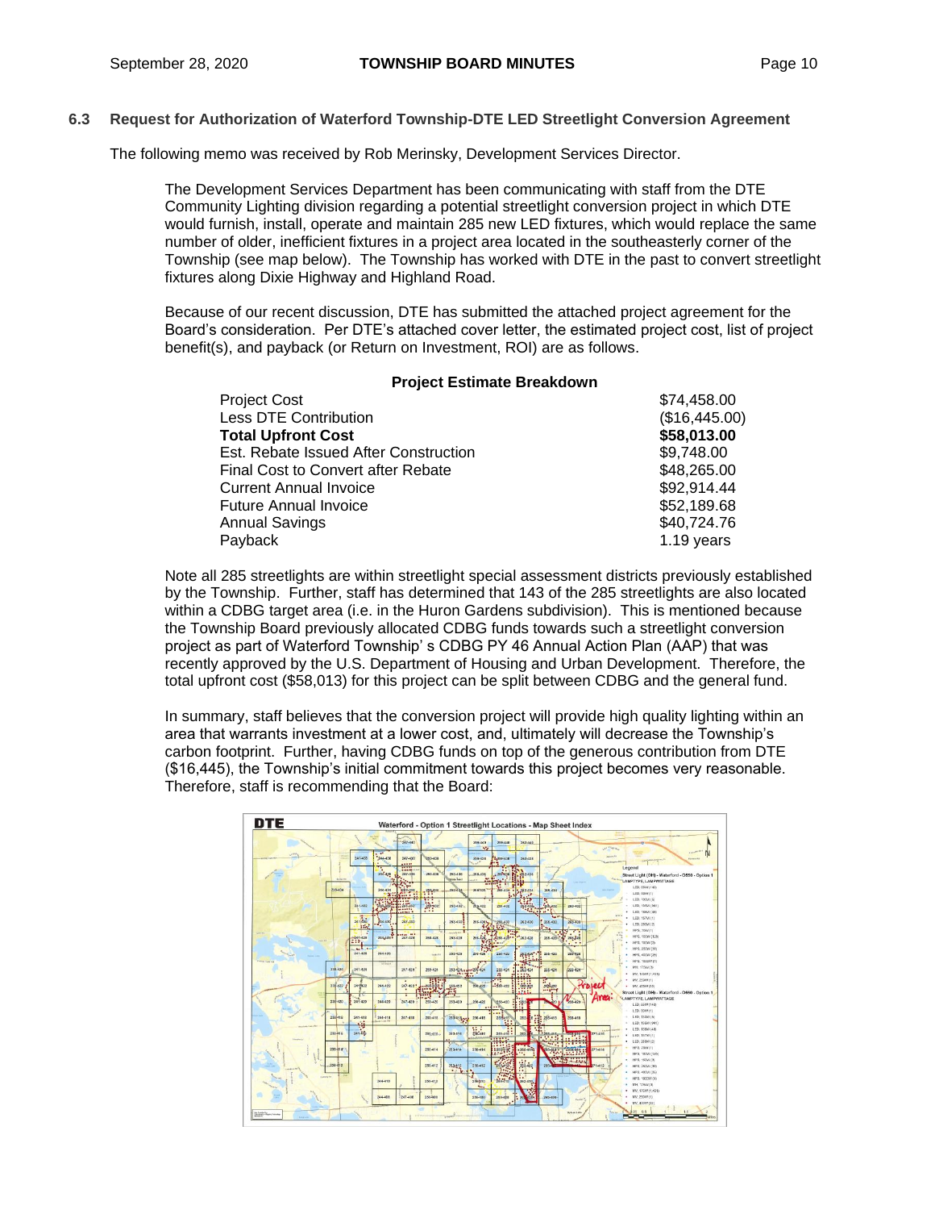## 6.3 Request for Authorization of Waterford Township-DTE LED Streetlight Conversion Agreement

The following memo was received by Rob Merinsky, Development Services Director.

> The Development Services Department has been communicating with staff from the DTE Community Lighting division regarding a potential streetlight conversion project in which DTE would furnish, install, operate and maintain 285 new LED fixtures, which would replace the same number of older, inefficient fixtures in a project area located in the southeasterly corner of the Township (see map below). The Township has worked with DTE in the past to convert streetlight fixtures along Dixie Highway and Highland Road.
>
> Because of our recent discussion, DTE has submitted the attached project agreement for the Board's consideration. Per DTE's attached cover letter, the estimated project cost, list of project benefit(s), and payback (or Return on Investment, ROI) are as follows.

**Project Estimate Breakdown**

| | |
|---|---|
| Project Cost | $74,458.00 |
| Less DTE Contribution | ($16,445.00) |
| **Total Upfront Cost** | **$58,013.00** |
| Est. Rebate Issued After Construction | $9,748.00 |
| Final Cost to Convert after Rebate | $48,265.00 |
| Current Annual Invoice | $92,914.44 |
| Future Annual Invoice | $52,189.68 |
| Annual Savings | $40,724.76 |
| Payback | 1.19 years |

> Note all 285 streetlights are within streetlight special assessment districts previously established by the Township. Further, staff has determined that 143 of the 285 streetlights are also located within a CDBG target area (i.e. in the Huron Gardens subdivision). This is mentioned because the Township Board previously allocated CDBG funds towards such a streetlight conversion project as part of Waterford Township' s CDBG PY 46 Annual Action Plan (AAP) that was recently approved by the U.S. Department of Housing and Urban Development. Therefore, the total upfront cost ($58,013) for this project can be split between CDBG and the general fund.
>
> In summary, staff believes that the conversion project will provide high quality lighting within an area that warrants investment at a lower cost, and, ultimately will decrease the Township's carbon footprint. Further, having CDBG funds on top of the generous contribution from DTE ($16,445), the Township's initial commitment towards this project becomes very reasonable. Therefore, staff is recommending that the Board:

DTE

Waterford - Option 1 Streetlight Locations - Map Sheet Index

Project Area

Legend

Street Light (OH) - Waterford - O550 - Option 1

Street Light (OH) - Waterford - O550 - Option 1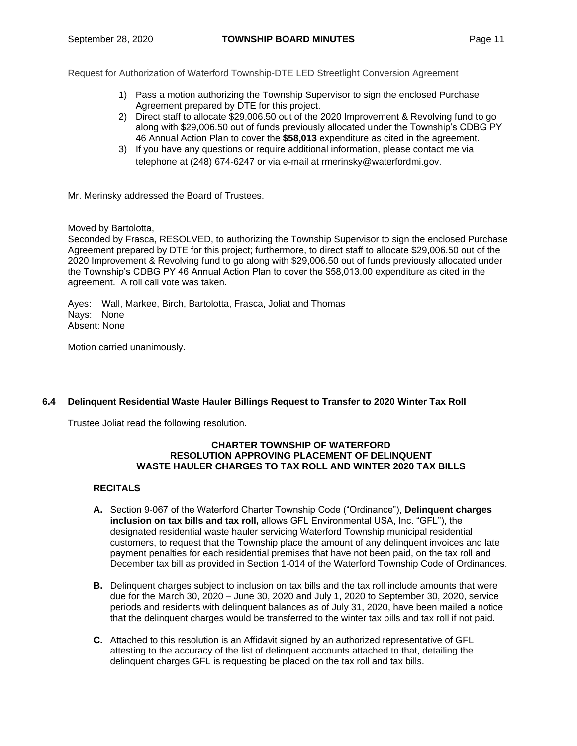Request for Authorization of Waterford Township-DTE LED Streetlight Conversion Agreement

1) Pass a motion authorizing the Township Supervisor to sign the enclosed Purchase Agreement prepared by DTE for this project.
2) Direct staff to allocate $29,006.50 out of the 2020 Improvement & Revolving fund to go along with $29,006.50 out of funds previously allocated under the Township's CDBG PY 46 Annual Action Plan to cover the **$58,013** expenditure as cited in the agreement.
3) If you have any questions or require additional information, please contact me via telephone at (248) 674-6247 or via e-mail at rmerinsky@waterfordmi.gov.

Mr. Merinsky addressed the Board of Trustees.

Moved by Bartolotta,
Seconded by Frasca, RESOLVED, to authorizing the Township Supervisor to sign the enclosed Purchase Agreement prepared by DTE for this project; furthermore, to direct staff to allocate $29,006.50 out of the 2020 Improvement & Revolving fund to go along with $29,006.50 out of funds previously allocated under the Township's CDBG PY 46 Annual Action Plan to cover the $58,013.00 expenditure as cited in the agreement. A roll call vote was taken.

Ayes: Wall, Markee, Birch, Bartolotta, Frasca, Joliat and Thomas
Nays: None
Absent: None

Motion carried unanimously.

### 6.4 Delinquent Residential Waste Hauler Billings Request to Transfer to 2020 Winter Tax Roll

Trustee Joliat read the following resolution.

**CHARTER TOWNSHIP OF WATERFORD**
**RESOLUTION APPROVING PLACEMENT OF DELINQUENT WASTE HAULER CHARGES TO TAX ROLL AND WINTER 2020 TAX BILLS**

**RECITALS**

**A.** Section 9-067 of the Waterford Charter Township Code ("Ordinance"), **Delinquent charges inclusion on tax bills and tax roll,** allows GFL Environmental USA, Inc. "GFL"), the designated residential waste hauler servicing Waterford Township municipal residential customers, to request that the Township place the amount of any delinquent invoices and late payment penalties for each residential premises that have not been paid, on the tax roll and December tax bill as provided in Section 1-014 of the Waterford Township Code of Ordinances.

**B.** Delinquent charges subject to inclusion on tax bills and the tax roll include amounts that were due for the March 30, 2020 – June 30, 2020 and July 1, 2020 to September 30, 2020, service periods and residents with delinquent balances as of July 31, 2020, have been mailed a notice that the delinquent charges would be transferred to the winter tax bills and tax roll if not paid.

**C.** Attached to this resolution is an Affidavit signed by an authorized representative of GFL attesting to the accuracy of the list of delinquent accounts attached to that, detailing the delinquent charges GFL is requesting be placed on the tax roll and tax bills.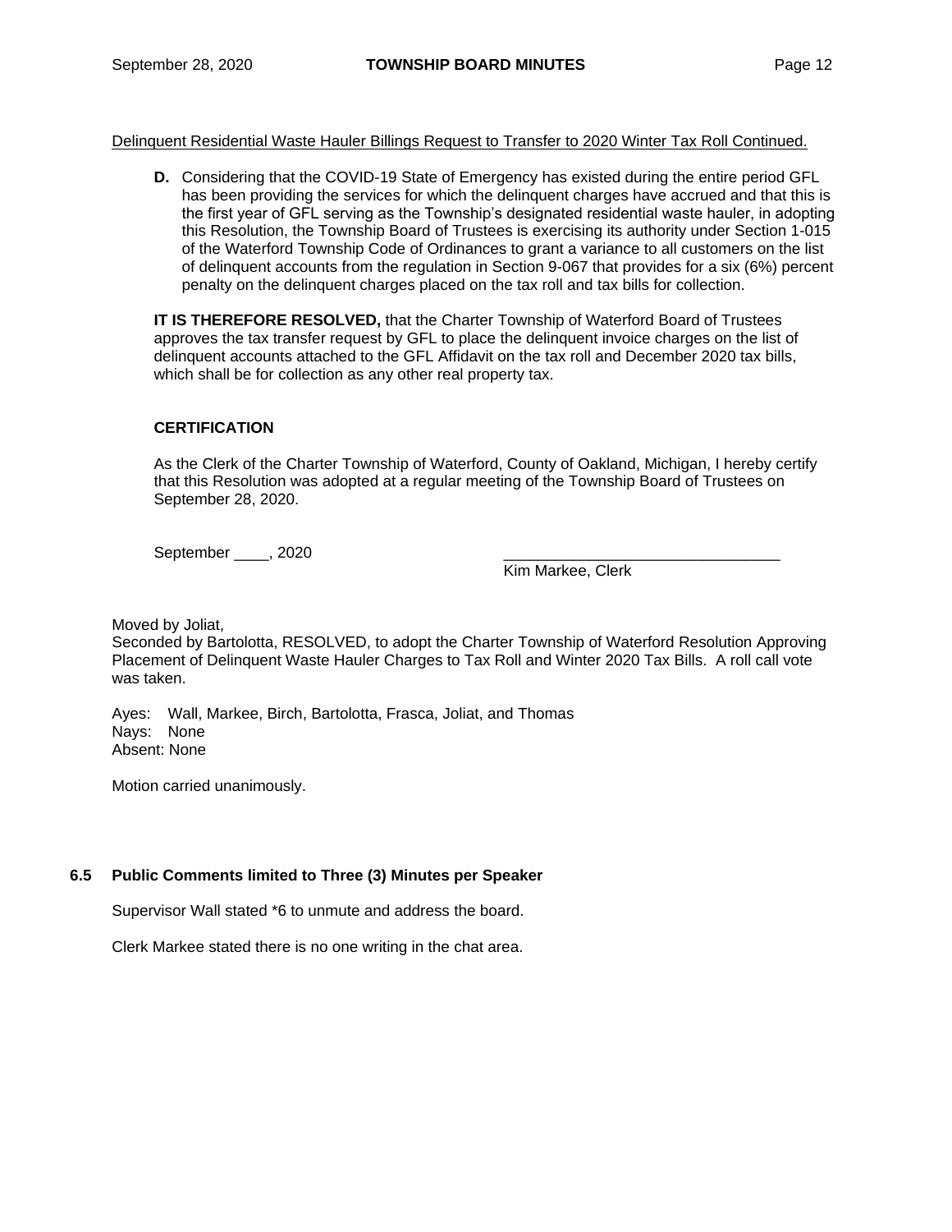Delinquent Residential Waste Hauler Billings Request to Transfer to 2020 Winter Tax Roll Continued.

**D.** Considering that the COVID-19 State of Emergency has existed during the entire period GFL has been providing the services for which the delinquent charges have accrued and that this is the first year of GFL serving as the Township's designated residential waste hauler, in adopting this Resolution, the Township Board of Trustees is exercising its authority under Section 1-015 of the Waterford Township Code of Ordinances to grant a variance to all customers on the list of delinquent accounts from the regulation in Section 9-067 that provides for a six (6%) percent penalty on the delinquent charges placed on the tax roll and tax bills for collection.

**IT IS THEREFORE RESOLVED,** that the Charter Township of Waterford Board of Trustees approves the tax transfer request by GFL to place the delinquent invoice charges on the list of delinquent accounts attached to the GFL Affidavit on the tax roll and December 2020 tax bills, which shall be for collection as any other real property tax.

**CERTIFICATION**

As the Clerk of the Charter Township of Waterford, County of Oakland, Michigan, I hereby certify that this Resolution was adopted at a regular meeting of the Township Board of Trustees on September 28, 2020.

September ____, 2020 ________________________________

Kim Markee, Clerk

Moved by Joliat,
Seconded by Bartolotta, RESOLVED, to adopt the Charter Township of Waterford Resolution Approving Placement of Delinquent Waste Hauler Charges to Tax Roll and Winter 2020 Tax Bills. A roll call vote was taken.

Ayes: Wall, Markee, Birch, Bartolotta, Frasca, Joliat, and Thomas
Nays: None
Absent: None

Motion carried unanimously.

### 6.5 Public Comments limited to Three (3) Minutes per Speaker

Supervisor Wall stated *6 to unmute and address the board.

Clerk Markee stated there is no one writing in the chat area.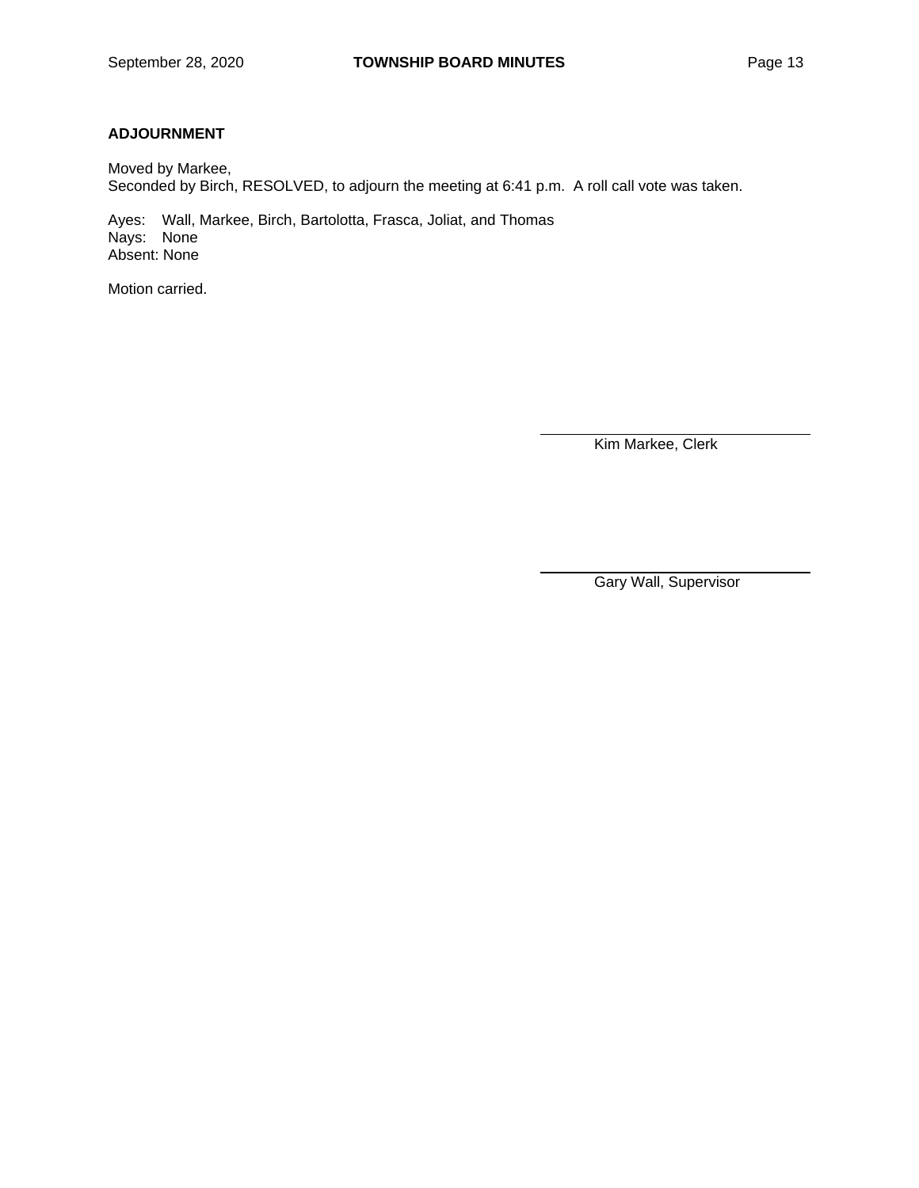**ADJOURNMENT**

Moved by Markee,
Seconded by Birch, RESOLVED, to adjourn the meeting at 6:41 p.m. A roll call vote was taken.

Ayes: Wall, Markee, Birch, Bartolotta, Frasca, Joliat, and Thomas
Nays: None
Absent: None

Motion carried.

\_\_\_\_\_\_\_\_\_\_\_\_\_\_\_\_\_\_\_\_\_\_\_\_\_\_\_\_\_\_\_\_
Kim Markee, Clerk

\_\_\_\_\_\_\_\_\_\_\_\_\_\_\_\_\_\_\_\_\_\_\_\_\_\_\_\_\_\_\_\_
Gary Wall, Supervisor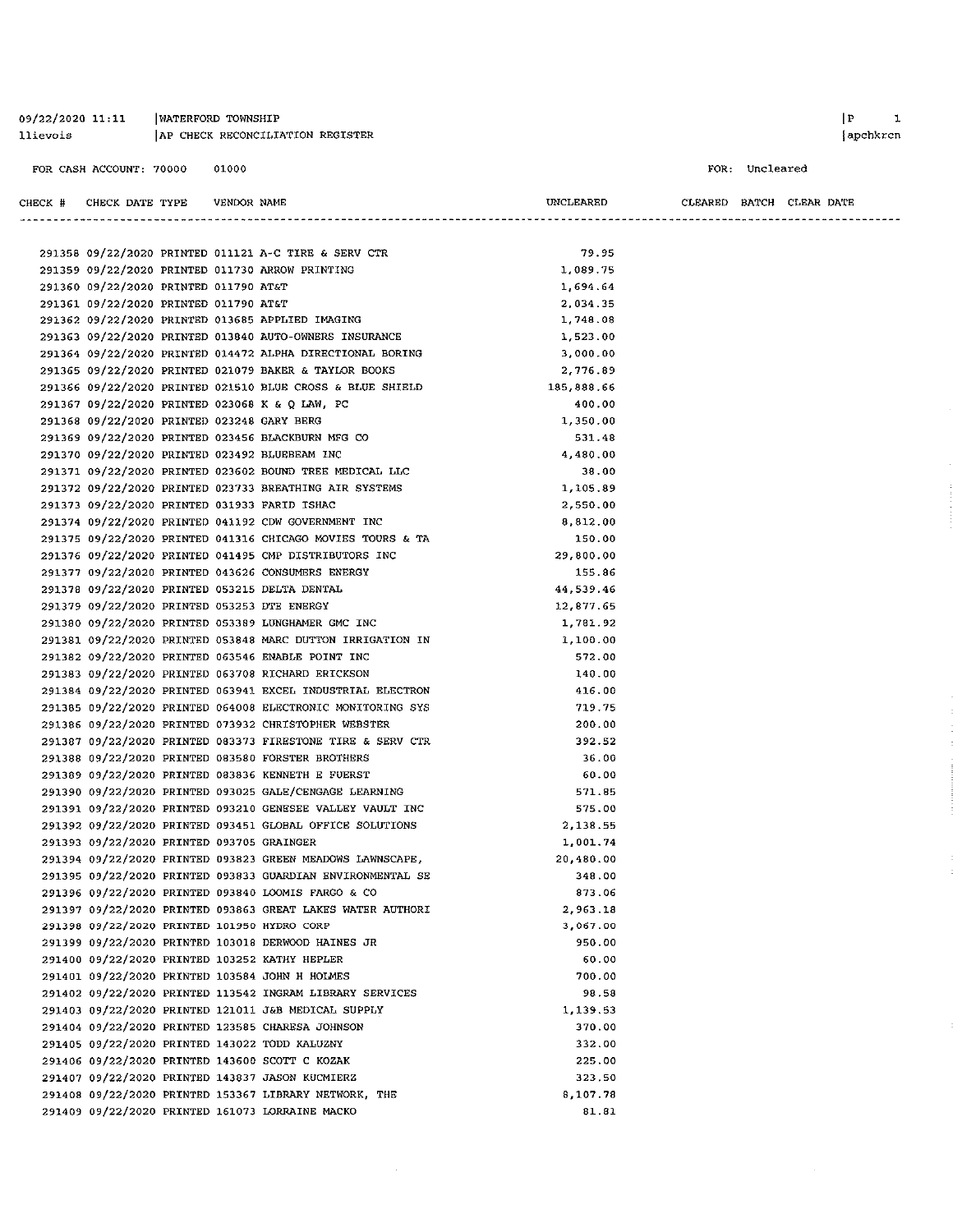09/22/2020 11:11 | WATERFORD TOWNSHIP
llievois | AP CHECK RECONCILIATION REGISTER

FOR CASH ACCOUNT: 70000 01000

FOR: Uncleared

| CHECK # | CHECK DATE | TYPE | VENDOR | NAME | UNCLEARED | CLEARED | BATCH | CLEAR DATE |
|---|---|---|---|---|---|---|---|---|
| 291358 | 09/22/2020 | PRINTED | 011121 | A-C TIRE & SERV CTR | 79.95 | | | |
| 291359 | 09/22/2020 | PRINTED | 011730 | ARROW PRINTING | 1,089.75 | | | |
| 291360 | 09/22/2020 | PRINTED | 011790 | AT&T | 1,694.64 | | | |
| 291361 | 09/22/2020 | PRINTED | 011790 | AT&T | 2,034.35 | | | |
| 291362 | 09/22/2020 | PRINTED | 013685 | APPLIED IMAGING | 1,748.08 | | | |
| 291363 | 09/22/2020 | PRINTED | 013840 | AUTO-OWNERS INSURANCE | 1,523.00 | | | |
| 291364 | 09/22/2020 | PRINTED | 014472 | ALPHA DIRECTIONAL BORING | 3,000.00 | | | |
| 291365 | 09/22/2020 | PRINTED | 021079 | BAKER & TAYLOR BOOKS | 2,776.89 | | | |
| 291366 | 09/22/2020 | PRINTED | 021510 | BLUE CROSS & BLUE SHIELD | 185,888.66 | | | |
| 291367 | 09/22/2020 | PRINTED | 023068 | K & Q LAW, PC | 400.00 | | | |
| 291368 | 09/22/2020 | PRINTED | 023248 | GARY BERG | 1,350.00 | | | |
| 291369 | 09/22/2020 | PRINTED | 023456 | BLACKBURN MFG CO | 531.48 | | | |
| 291370 | 09/22/2020 | PRINTED | 023492 | BLUEBEAM INC | 4,480.00 | | | |
| 291371 | 09/22/2020 | PRINTED | 023602 | BOUND TREE MEDICAL LLC | 38.00 | | | |
| 291372 | 09/22/2020 | PRINTED | 023733 | BREATHING AIR SYSTEMS | 1,105.89 | | | |
| 291373 | 09/22/2020 | PRINTED | 031933 | FARID ISHAC | 2,550.00 | | | |
| 291374 | 09/22/2020 | PRINTED | 041192 | CDW GOVERNMENT INC | 8,812.00 | | | |
| 291375 | 09/22/2020 | PRINTED | 041316 | CHICAGO MOVIES TOURS & TA | 150.00 | | | |
| 291376 | 09/22/2020 | PRINTED | 041495 | CMP DISTRIBUTORS INC | 29,800.00 | | | |
| 291377 | 09/22/2020 | PRINTED | 043626 | CONSUMERS ENERGY | 155.86 | | | |
| 291378 | 09/22/2020 | PRINTED | 053215 | DELTA DENTAL | 44,539.46 | | | |
| 291379 | 09/22/2020 | PRINTED | 053253 | DTE ENERGY | 12,877.65 | | | |
| 291380 | 09/22/2020 | PRINTED | 053389 | LUNGHAMER GMC INC | 1,781.92 | | | |
| 291381 | 09/22/2020 | PRINTED | 053848 | MARC DUTTON IRRIGATION IN | 1,100.00 | | | |
| 291382 | 09/22/2020 | PRINTED | 063546 | ENABLE POINT INC | 572.00 | | | |
| 291383 | 09/22/2020 | PRINTED | 063708 | RICHARD ERICKSON | 140.00 | | | |
| 291384 | 09/22/2020 | PRINTED | 063941 | EXCEL INDUSTRIAL ELECTRON | 416.00 | | | |
| 291385 | 09/22/2020 | PRINTED | 064008 | ELECTRONIC MONITORING SYS | 719.75 | | | |
| 291386 | 09/22/2020 | PRINTED | 073932 | CHRISTOPHER WEBSTER | 200.00 | | | |
| 291387 | 09/22/2020 | PRINTED | 083373 | FIRESTONE TIRE & SERV CTR | 392.52 | | | |
| 291388 | 09/22/2020 | PRINTED | 083580 | FORSTER BROTHERS | 36.00 | | | |
| 291389 | 09/22/2020 | PRINTED | 083836 | KENNETH E FUERST | 60.00 | | | |
| 291390 | 09/22/2020 | PRINTED | 093025 | GALE/CENGAGE LEARNING | 571.85 | | | |
| 291391 | 09/22/2020 | PRINTED | 093210 | GENESEE VALLEY VAULT INC | 575.00 | | | |
| 291392 | 09/22/2020 | PRINTED | 093451 | GLOBAL OFFICE SOLUTIONS | 2,138.55 | | | |
| 291393 | 09/22/2020 | PRINTED | 093705 | GRAINGER | 1,001.74 | | | |
| 291394 | 09/22/2020 | PRINTED | 093823 | GREEN MEADOWS LAWNSCAPE, | 20,480.00 | | | |
| 291395 | 09/22/2020 | PRINTED | 093833 | GUARDIAN ENVIRONMENTAL SE | 348.00 | | | |
| 291396 | 09/22/2020 | PRINTED | 093840 | LOOMIS FARGO & CO | 873.06 | | | |
| 291397 | 09/22/2020 | PRINTED | 093863 | GREAT LAKES WATER AUTHORI | 2,963.18 | | | |
| 291398 | 09/22/2020 | PRINTED | 101950 | HYDRO CORP | 3,067.00 | | | |
| 291399 | 09/22/2020 | PRINTED | 103018 | DERWOOD HAINES JR | 950.00 | | | |
| 291400 | 09/22/2020 | PRINTED | 103252 | KATHY HEPLER | 60.00 | | | |
| 291401 | 09/22/2020 | PRINTED | 103584 | JOHN H HOLMES | 700.00 | | | |
| 291402 | 09/22/2020 | PRINTED | 113542 | INGRAM LIBRARY SERVICES | 98.58 | | | |
| 291403 | 09/22/2020 | PRINTED | 121011 | J&B MEDICAL SUPPLY | 1,139.53 | | | |
| 291404 | 09/22/2020 | PRINTED | 123585 | CHARESA JOHNSON | 370.00 | | | |
| 291405 | 09/22/2020 | PRINTED | 143022 | TODD KALUZNY | 332.00 | | | |
| 291406 | 09/22/2020 | PRINTED | 143600 | SCOTT C KOZAK | 225.00 | | | |
| 291407 | 09/22/2020 | PRINTED | 143837 | JASON KUCMIERZ | 323.50 | | | |
| 291408 | 09/22/2020 | PRINTED | 153367 | LIBRARY NETWORK, THE | 8,107.78 | | | |
| 291409 | 09/22/2020 | PRINTED | 161073 | LORRAINE MACKO | 81.81 | | | |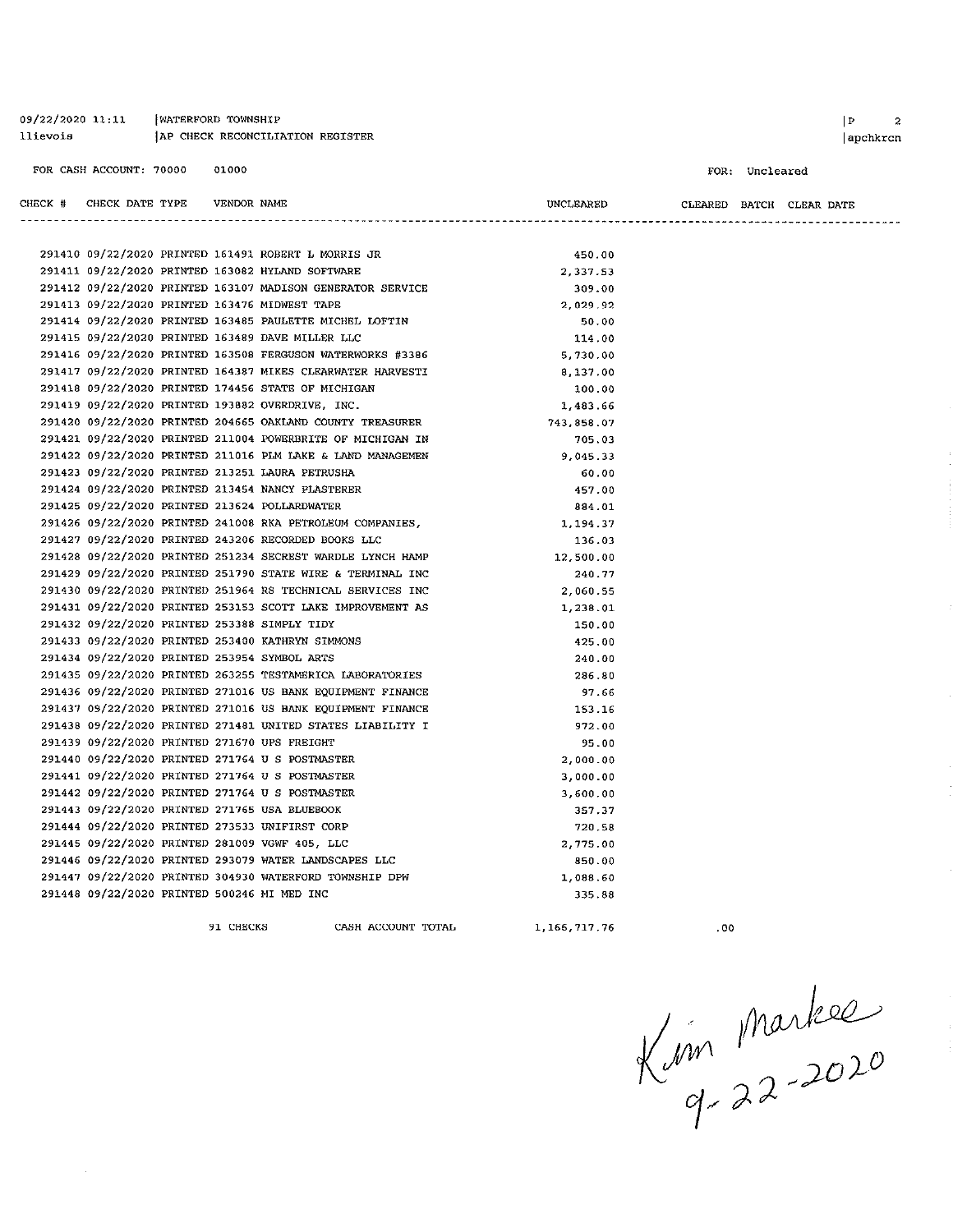09/22/2020 11:11 | WATERFORD TOWNSHIP
llievois | AP CHECK RECONCILIATION REGISTER

FOR CASH ACCOUNT: 70000 01000

FOR: Uncleared

| CHECK # | CHECK DATE | TYPE | VENDOR | NAME | UNCLEARED | CLEARED | BATCH | CLEAR DATE |
|---|---|---|---|---|---|---|---|---|
| 291410 | 09/22/2020 | PRINTED | 161491 | ROBERT L MORRIS JR | 450.00 | | | |
| 291411 | 09/22/2020 | PRINTED | 163082 | HYLAND SOFTWARE | 2,337.53 | | | |
| 291412 | 09/22/2020 | PRINTED | 163107 | MADISON GENERATOR SERVICE | 309.00 | | | |
| 291413 | 09/22/2020 | PRINTED | 163476 | MIDWEST TAPE | 2,029.92 | | | |
| 291414 | 09/22/2020 | PRINTED | 163485 | PAULETTE MICHEL LOFTIN | 50.00 | | | |
| 291415 | 09/22/2020 | PRINTED | 163489 | DAVE MILLER LLC | 114.00 | | | |
| 291416 | 09/22/2020 | PRINTED | 163508 | FERGUSON WATERWORKS #3386 | 5,730.00 | | | |
| 291417 | 09/22/2020 | PRINTED | 164387 | MIKES CLEARWATER HARVESTI | 8,137.00 | | | |
| 291418 | 09/22/2020 | PRINTED | 174456 | STATE OF MICHIGAN | 100.00 | | | |
| 291419 | 09/22/2020 | PRINTED | 193882 | OVERDRIVE, INC. | 1,483.66 | | | |
| 291420 | 09/22/2020 | PRINTED | 204665 | OAKLAND COUNTY TREASURER | 743,858.07 | | | |
| 291421 | 09/22/2020 | PRINTED | 211004 | POWERBRITE OF MICHIGAN IN | 705.03 | | | |
| 291422 | 09/22/2020 | PRINTED | 211016 | PLM LAKE & LAND MANAGEMEN | 9,045.33 | | | |
| 291423 | 09/22/2020 | PRINTED | 213251 | LAURA PETRUSHA | 60.00 | | | |
| 291424 | 09/22/2020 | PRINTED | 213454 | NANCY PLASTERER | 457.00 | | | |
| 291425 | 09/22/2020 | PRINTED | 213624 | POLLARDWATER | 884.01 | | | |
| 291426 | 09/22/2020 | PRINTED | 241008 | RKA PETROLEUM COMPANIES, | 1,194.37 | | | |
| 291427 | 09/22/2020 | PRINTED | 243206 | RECORDED BOOKS LLC | 136.03 | | | |
| 291428 | 09/22/2020 | PRINTED | 251234 | SECREST WARDLE LYNCH HAMP | 12,500.00 | | | |
| 291429 | 09/22/2020 | PRINTED | 251790 | STATE WIRE & TERMINAL INC | 240.77 | | | |
| 291430 | 09/22/2020 | PRINTED | 251964 | RS TECHNICAL SERVICES INC | 2,060.55 | | | |
| 291431 | 09/22/2020 | PRINTED | 253153 | SCOTT LAKE IMPROVEMENT AS | 1,238.01 | | | |
| 291432 | 09/22/2020 | PRINTED | 253388 | SIMPLY TIDY | 150.00 | | | |
| 291433 | 09/22/2020 | PRINTED | 253400 | KATHRYN SIMMONS | 425.00 | | | |
| 291434 | 09/22/2020 | PRINTED | 253954 | SYMBOL ARTS | 240.00 | | | |
| 291435 | 09/22/2020 | PRINTED | 263255 | TESTAMERICA LABORATORIES | 286.80 | | | |
| 291436 | 09/22/2020 | PRINTED | 271016 | US BANK EQUIPMENT FINANCE | 97.66 | | | |
| 291437 | 09/22/2020 | PRINTED | 271016 | US BANK EQUIPMENT FINANCE | 153.16 | | | |
| 291438 | 09/22/2020 | PRINTED | 271481 | UNITED STATES LIABILITY I | 972.00 | | | |
| 291439 | 09/22/2020 | PRINTED | 271670 | UPS FREIGHT | 95.00 | | | |
| 291440 | 09/22/2020 | PRINTED | 271764 | U S POSTMASTER | 2,000.00 | | | |
| 291441 | 09/22/2020 | PRINTED | 271764 | U S POSTMASTER | 3,000.00 | | | |
| 291442 | 09/22/2020 | PRINTED | 271764 | U S POSTMASTER | 3,600.00 | | | |
| 291443 | 09/22/2020 | PRINTED | 271765 | USA BLUEBOOK | 357.37 | | | |
| 291444 | 09/22/2020 | PRINTED | 273533 | UNIFIRST CORP | 720.58 | | | |
| 291445 | 09/22/2020 | PRINTED | 281009 | VGWF 405, LLC | 2,775.00 | | | |
| 291446 | 09/22/2020 | PRINTED | 293079 | WATER LANDSCAPES LLC | 850.00 | | | |
| 291447 | 09/22/2020 | PRINTED | 304930 | WATERFORD TOWNSHIP DPW | 1,088.60 | | | |
| 291448 | 09/22/2020 | PRINTED | 500246 | MI MED INC | 335.88 | | | |
| | | 91 CHECKS | | CASH ACCOUNT TOTAL | 1,166,717.76 | .00 | | |

Kim Markee
9-22-2020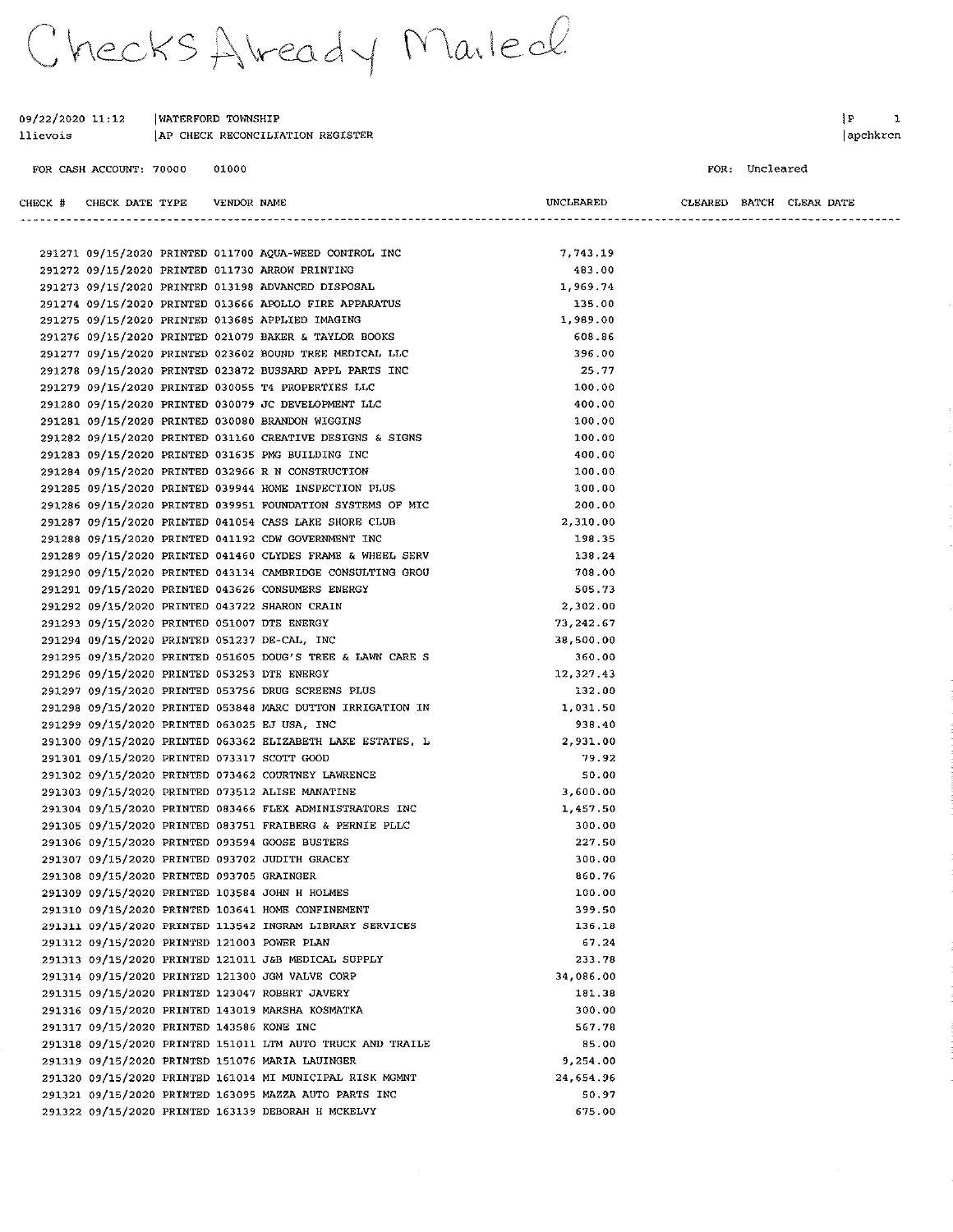Checks Already Mailed

09/22/2020 11:12 | WATERFORD TOWNSHIP
llievois | AP CHECK RECONCILIATION REGISTER

|P 1
|apchkrcn

FOR CASH ACCOUNT: 70000 01000

FOR: Uncleared

| CHECK # | CHECK DATE | TYPE | VENDOR | NAME | UNCLEARED | CLEARED | BATCH | CLEAR DATE |
|---|---|---|---|---|---|---|---|---|
| 291271 | 09/15/2020 | PRINTED | 011700 | AQUA-WEED CONTROL INC | 7,743.19 | | | |
| 291272 | 09/15/2020 | PRINTED | 011730 | ARROW PRINTING | 483.00 | | | |
| 291273 | 09/15/2020 | PRINTED | 013198 | ADVANCED DISPOSAL | 1,969.74 | | | |
| 291274 | 09/15/2020 | PRINTED | 013666 | APOLLO FIRE APPARATUS | 135.00 | | | |
| 291275 | 09/15/2020 | PRINTED | 013685 | APPLIED IMAGING | 1,989.00 | | | |
| 291276 | 09/15/2020 | PRINTED | 021079 | BAKER & TAYLOR BOOKS | 608.86 | | | |
| 291277 | 09/15/2020 | PRINTED | 023602 | BOUND TREE MEDICAL, LLC | 396.00 | | | |
| 291278 | 09/15/2020 | PRINTED | 023872 | BUSSARD APPL PARTS INC | 25.77 | | | |
| 291279 | 09/15/2020 | PRINTED | 030055 | T4 PROPERTIES LLC | 100.00 | | | |
| 291280 | 09/15/2020 | PRINTED | 030079 | JC DEVELOPMENT LLC | 400.00 | | | |
| 291281 | 09/15/2020 | PRINTED | 030080 | BRANDON WIGGINS | 100.00 | | | |
| 291282 | 09/15/2020 | PRINTED | 031160 | CREATIVE DESIGNS & SIGNS | 100.00 | | | |
| 291283 | 09/15/2020 | PRINTED | 031635 | PMG BUILDING INC | 400.00 | | | |
| 291284 | 09/15/2020 | PRINTED | 032966 | R N CONSTRUCTION | 100.00 | | | |
| 291285 | 09/15/2020 | PRINTED | 039944 | HOME INSPECTION PLUS | 100.00 | | | |
| 291286 | 09/15/2020 | PRINTED | 039951 | FOUNDATION SYSTEMS OF MIC | 200.00 | | | |
| 291287 | 09/15/2020 | PRINTED | 041054 | CASS LAKE SHORE CLUB | 2,310.00 | | | |
| 291288 | 09/15/2020 | PRINTED | 041192 | CDW GOVERNMENT INC | 198.35 | | | |
| 291289 | 09/15/2020 | PRINTED | 041460 | CLYDES FRAME & WHEEL SERV | 138.24 | | | |
| 291290 | 09/15/2020 | PRINTED | 043134 | CAMBRIDGE CONSULTING GROU | 708.00 | | | |
| 291291 | 09/15/2020 | PRINTED | 043626 | CONSUMERS ENERGY | 505.73 | | | |
| 291292 | 09/15/2020 | PRINTED | 043722 | SHARON CRAIN | 2,302.00 | | | |
| 291293 | 09/15/2020 | PRINTED | 051007 | DTE ENERGY | 73,242.67 | | | |
| 291294 | 09/15/2020 | PRINTED | 051237 | DE-CAL, INC | 38,500.00 | | | |
| 291295 | 09/15/2020 | PRINTED | 051605 | DOUG'S TREE & LAWN CARE S | 360.00 | | | |
| 291296 | 09/15/2020 | PRINTED | 053253 | DTE ENERGY | 12,327.43 | | | |
| 291297 | 09/15/2020 | PRINTED | 053756 | DRUG SCREENS PLUS | 132.00 | | | |
| 291298 | 09/15/2020 | PRINTED | 053848 | MARC DUTTON IRRIGATION IN | 1,031.50 | | | |
| 291299 | 09/15/2020 | PRINTED | 063025 | EJ USA, INC | 938.40 | | | |
| 291300 | 09/15/2020 | PRINTED | 063362 | ELIZABETH LAKE ESTATES, L | 2,931.00 | | | |
| 291301 | 09/15/2020 | PRINTED | 073317 | SCOTT GOOD | 79.92 | | | |
| 291302 | 09/15/2020 | PRINTED | 073462 | COURTNEY LAWRENCE | 50.00 | | | |
| 291303 | 09/15/2020 | PRINTED | 073512 | ALISE MANATINE | 3,600.00 | | | |
| 291304 | 09/15/2020 | PRINTED | 083466 | FLEX ADMINISTRATORS INC | 1,457.50 | | | |
| 291305 | 09/15/2020 | PRINTED | 083751 | FRAIBERG & PERNIE PLLC | 300.00 | | | |
| 291306 | 09/15/2020 | PRINTED | 093594 | GOOSE BUSTERS | 227.50 | | | |
| 291307 | 09/15/2020 | PRINTED | 093702 | JUDITH GRACEY | 300.00 | | | |
| 291308 | 09/15/2020 | PRINTED | 093705 | GRAINGER | 860.76 | | | |
| 291309 | 09/15/2020 | PRINTED | 103584 | JOHN H HOLMES | 100.00 | | | |
| 291310 | 09/15/2020 | PRINTED | 103641 | HOME CONFINEMENT | 399.50 | | | |
| 291311 | 09/15/2020 | PRINTED | 113542 | INGRAM LIBRARY SERVICES | 136.18 | | | |
| 291312 | 09/15/2020 | PRINTED | 121003 | POWER PLAN | 67.24 | | | |
| 291313 | 09/15/2020 | PRINTED | 121011 | J&B MEDICAL SUPPLY | 233.78 | | | |
| 291314 | 09/15/2020 | PRINTED | 121300 | JGM VALVE CORP | 34,086.00 | | | |
| 291315 | 09/15/2020 | PRINTED | 123047 | ROBERT JAVERY | 181.38 | | | |
| 291316 | 09/15/2020 | PRINTED | 143019 | MARSHA KOSMATKA | 300.00 | | | |
| 291317 | 09/15/2020 | PRINTED | 143586 | KONE INC | 567.78 | | | |
| 291318 | 09/15/2020 | PRINTED | 151011 | LTM AUTO TRUCK AND TRAILE | 85.00 | | | |
| 291319 | 09/15/2020 | PRINTED | 151076 | MARIA LAUINGER | 9,254.00 | | | |
| 291320 | 09/15/2020 | PRINTED | 161014 | MI MUNICIPAL RISK MGMNT | 24,654.96 | | | |
| 291321 | 09/15/2020 | PRINTED | 163095 | MAZZA AUTO PARTS INC | 50.97 | | | |
| 291322 | 09/15/2020 | PRINTED | 163139 | DEBORAH H MCKELVY | 675.00 | | | |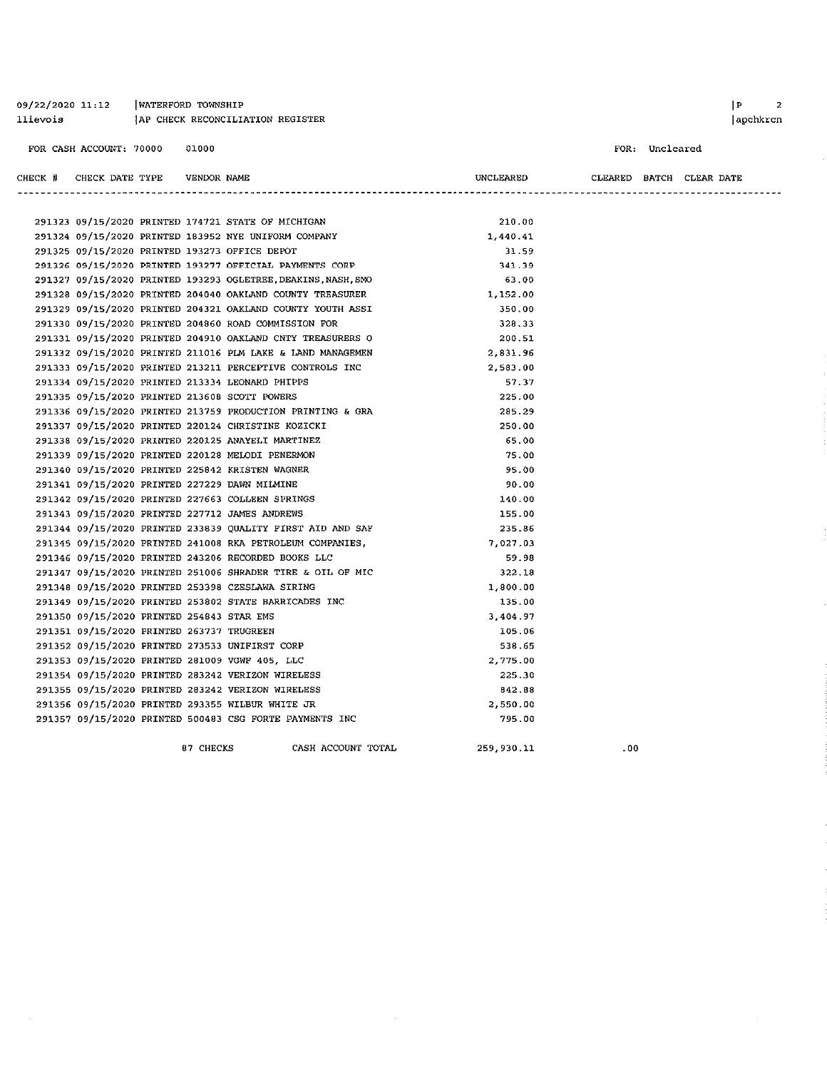09/22/2020 11:12 | WATERFORD TOWNSHIP
llievois | AP CHECK RECONCILIATION REGISTER

FOR CASH ACCOUNT: 70000 01000

FOR: Uncleared

| CHECK # | CHECK DATE | TYPE | VENDOR | NAME | UNCLEARED | CLEARED | BATCH | CLEAR DATE |
|---|---|---|---|---|---|---|---|---|
| 291323 | 09/15/2020 | PRINTED | 174721 | STATE OF MICHIGAN | 210.00 | | | |
| 291324 | 09/15/2020 | PRINTED | 183952 | NYE UNIFORM COMPANY | 1,440.41 | | | |
| 291325 | 09/15/2020 | PRINTED | 193273 | OFFICE DEPOT | 31.59 | | | |
| 291326 | 09/15/2020 | PRINTED | 193277 | OFFICIAL PAYMENTS CORP | 341.39 | | | |
| 291327 | 09/15/2020 | PRINTED | 193293 | OGLETREE,DEAKINS,NASH,SMO | 63.00 | | | |
| 291328 | 09/15/2020 | PRINTED | 204040 | OAKLAND COUNTY TREASURER | 1,152.00 | | | |
| 291329 | 09/15/2020 | PRINTED | 204321 | OAKLAND COUNTY YOUTH ASSI | 350.00 | | | |
| 291330 | 09/15/2020 | PRINTED | 204860 | ROAD COMMISSION FOR | 328.33 | | | |
| 291331 | 09/15/2020 | PRINTED | 204910 | OAKLAND CNTY TREASURERS O | 200.51 | | | |
| 291332 | 09/15/2020 | PRINTED | 211016 | PLM LAKE & LAND MANAGEMEN | 2,831.96 | | | |
| 291333 | 09/15/2020 | PRINTED | 213211 | PERCEPTIVE CONTROLS INC | 2,583.00 | | | |
| 291334 | 09/15/2020 | PRINTED | 213334 | LEONARD PHIPPS | 57.37 | | | |
| 291335 | 09/15/2020 | PRINTED | 213608 | SCOTT POWERS | 225.00 | | | |
| 291336 | 09/15/2020 | PRINTED | 213759 | PRODUCTION PRINTING & GRA | 285.29 | | | |
| 291337 | 09/15/2020 | PRINTED | 220124 | CHRISTINE KOZICKI | 250.00 | | | |
| 291338 | 09/15/2020 | PRINTED | 220125 | ANAYELI MARTINEZ | 65.00 | | | |
| 291339 | 09/15/2020 | PRINTED | 220128 | MELODI PENERMON | 75.00 | | | |
| 291340 | 09/15/2020 | PRINTED | 225842 | KRISTEN WAGNER | 95.00 | | | |
| 291341 | 09/15/2020 | PRINTED | 227229 | DAWN MILMINE | 90.00 | | | |
| 291342 | 09/15/2020 | PRINTED | 227663 | COLLEEN SPRINGS | 140.00 | | | |
| 291343 | 09/15/2020 | PRINTED | 227712 | JAMES ANDREWS | 155.00 | | | |
| 291344 | 09/15/2020 | PRINTED | 233839 | QUALITY FIRST AID AND SAF | 235.86 | | | |
| 291345 | 09/15/2020 | PRINTED | 241008 | RKA PETROLEUM COMPANIES, | 7,027.03 | | | |
| 291346 | 09/15/2020 | PRINTED | 243206 | RECORDED BOOKS LLC | 59.98 | | | |
| 291347 | 09/15/2020 | PRINTED | 251006 | SHRADER TIRE & OIL OF MIC | 322.18 | | | |
| 291348 | 09/15/2020 | PRINTED | 253398 | CZESLAWA SIRING | 1,800.00 | | | |
| 291349 | 09/15/2020 | PRINTED | 253802 | STATE BARRICADES INC | 135.00 | | | |
| 291350 | 09/15/2020 | PRINTED | 254843 | STAR EMS | 3,404.97 | | | |
| 291351 | 09/15/2020 | PRINTED | 263737 | TRUGREEN | 105.06 | | | |
| 291352 | 09/15/2020 | PRINTED | 273533 | UNIFIRST CORP | 538.65 | | | |
| 291353 | 09/15/2020 | PRINTED | 281009 | VGWF 405, LLC | 2,775.00 | | | |
| 291354 | 09/15/2020 | PRINTED | 283242 | VERIZON WIRELESS | 225.30 | | | |
| 291355 | 09/15/2020 | PRINTED | 283242 | VERIZON WIRELESS | 842.88 | | | |
| 291356 | 09/15/2020 | PRINTED | 293355 | WILBUR WHITE JR | 2,550.00 | | | |
| 291357 | 09/15/2020 | PRINTED | 500483 | CSG FORTE PAYMENTS INC | 795.00 | | | |
| | | | 87 CHECKS | CASH ACCOUNT TOTAL | 259,930.11 | .00 | | |